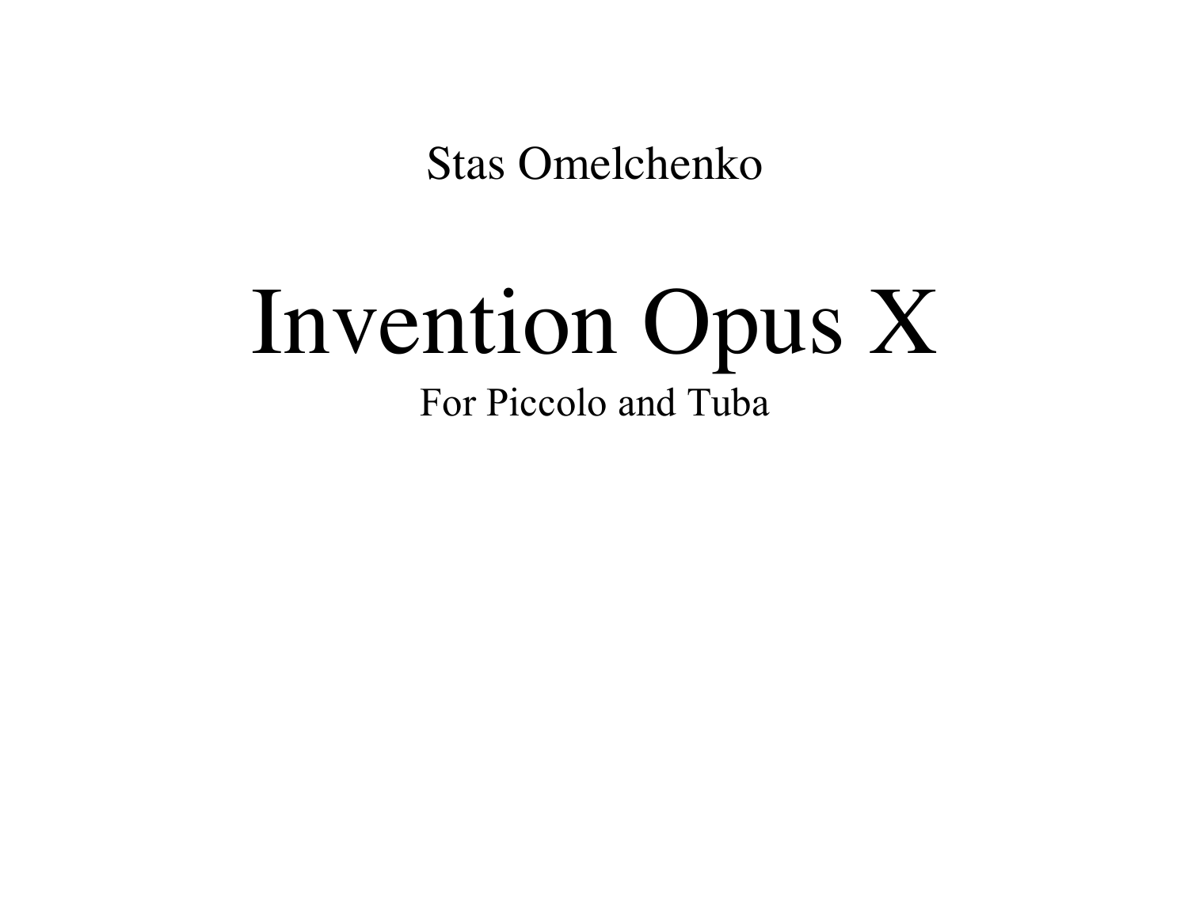Stas Omelchenko

# Invention Opus X

For Piccolo and Tuba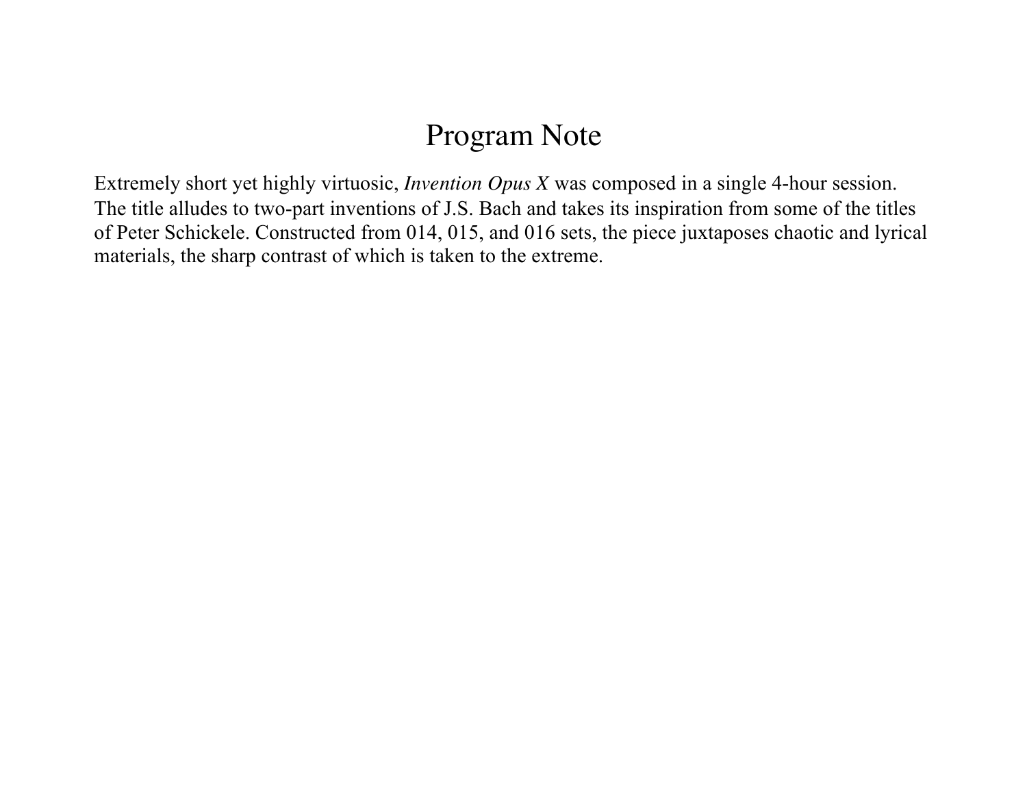# Program Note

Extremely short yet highly virtuosic, *Invention Opus X* was composed in a single 4-hour session. The title alludes to two-part inventions of J.S. Bach and takes its inspiration from some of the titles of Peter Schickele. Constructed from 014, 015, and 016 sets, the piece juxtaposes chaotic and lyrical materials, the sharp contrast of which is taken to the extreme.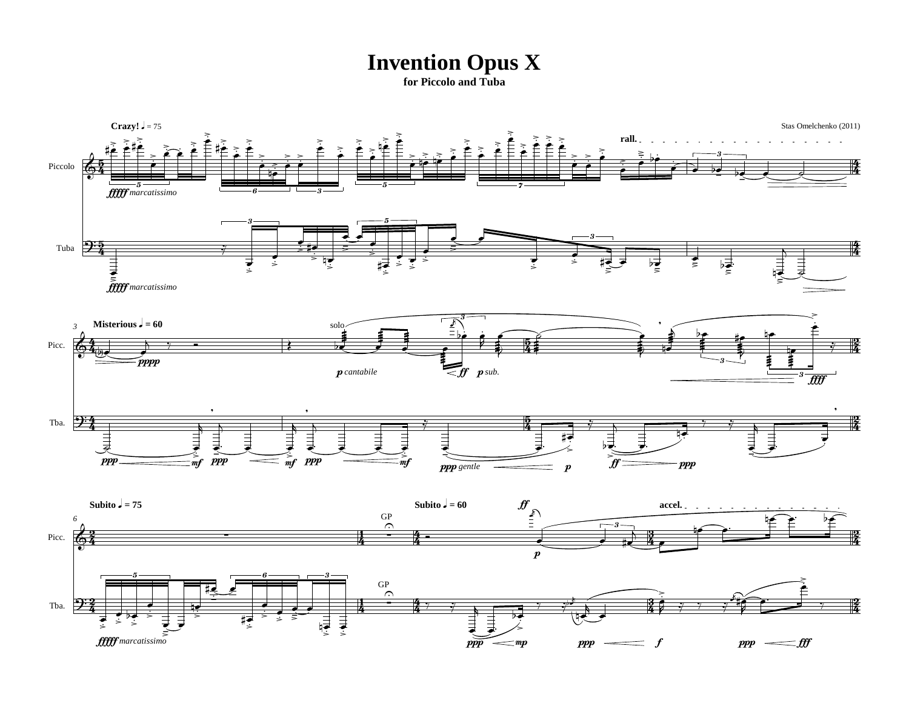# Invention Opus X

**for Piccolo and Tuba**

Stas Omelchenko (2011)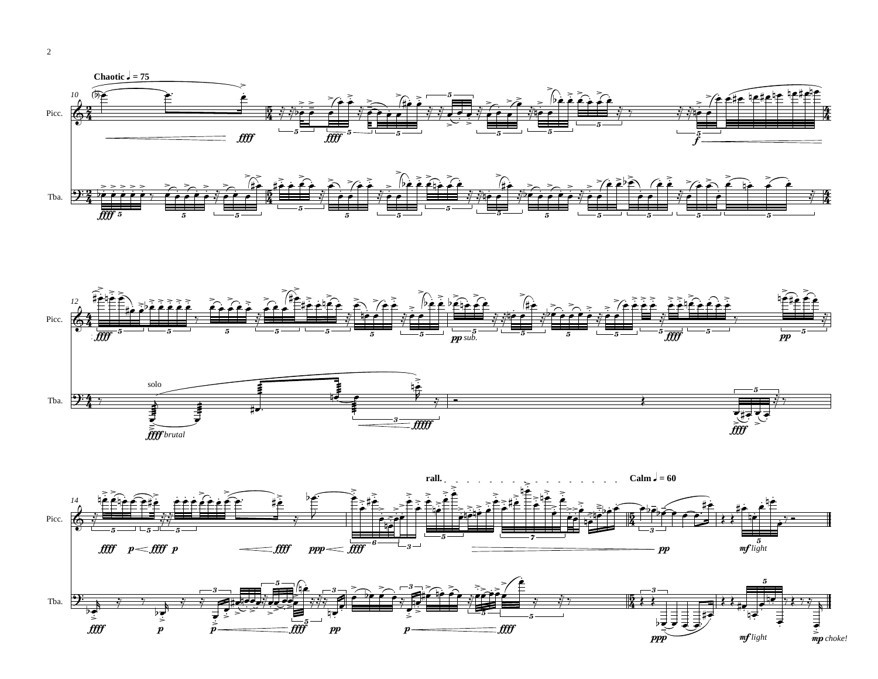Chaotic ♩ = 75

Picc.

Tba.

*ffff*

*f*

solo

*ffff brutal*

*pp sub.*

*pp*

rall.

Calm ♩ = 60

*p*

*ppp*

*mf light*

*mp choke!*